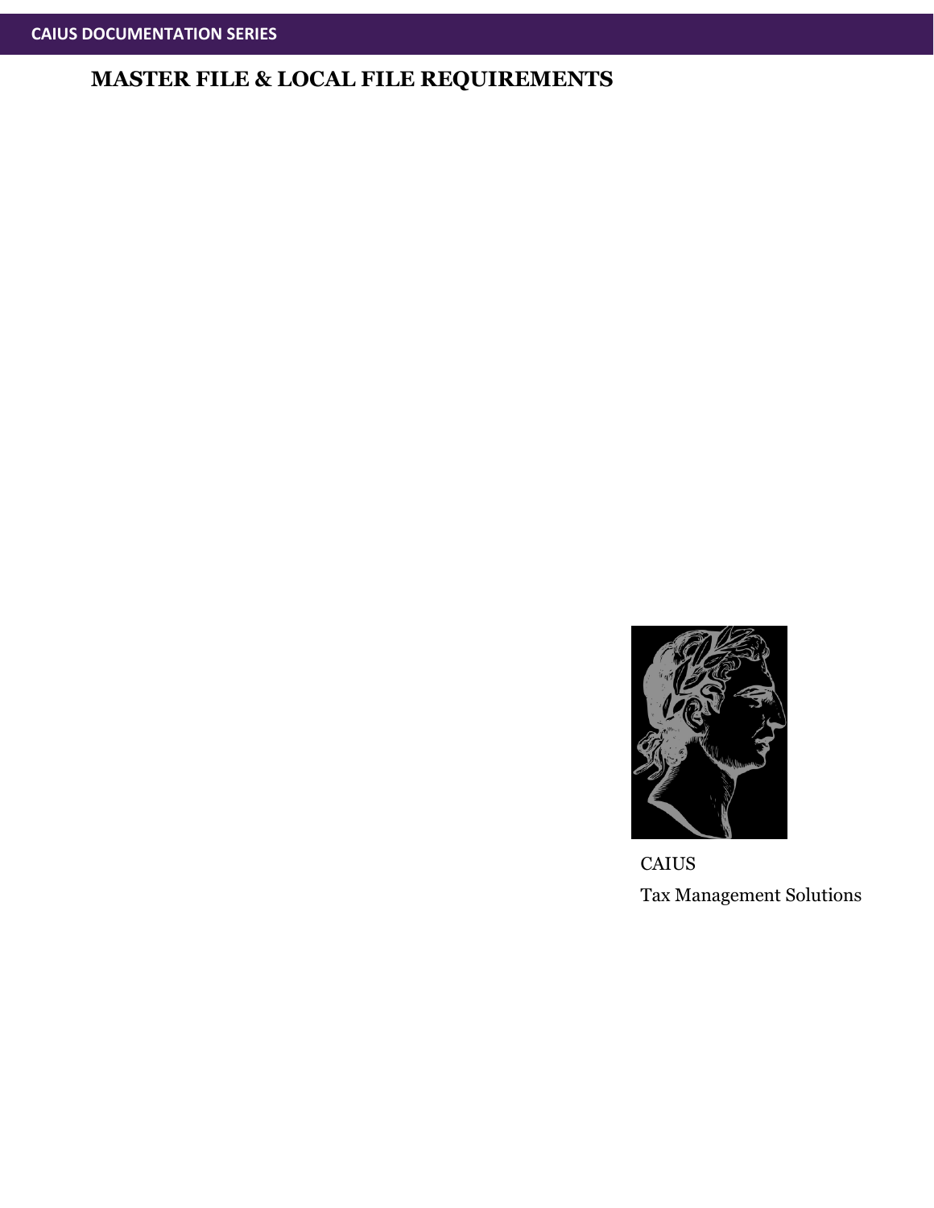CAIUS DOCUMENTATION SERIES

# MASTER FILE & LOCAL FILE REQUIREMENTS

CAIUS

Tax Management Solutions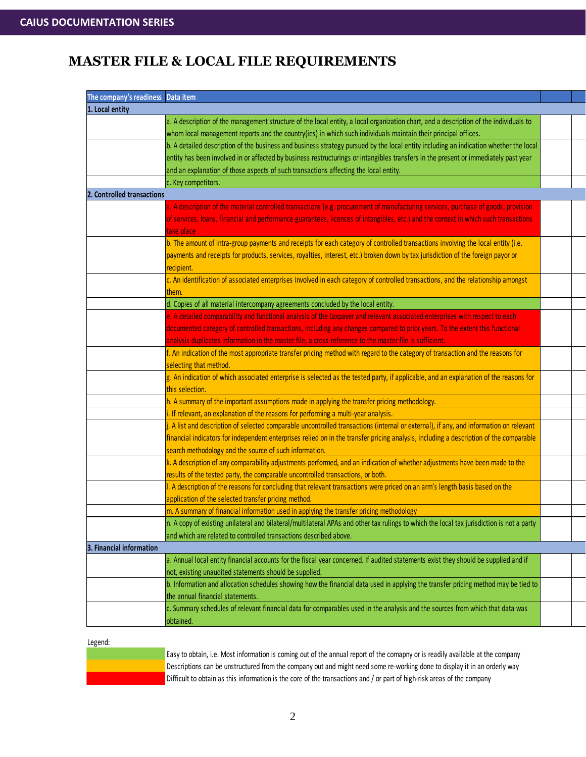# MASTER FILE & LOCAL FILE REQUIREMENTS

| The company's readiness | Data item | | |
|---|---|---|---|
| **1. Local entity** | | | |
| | a. A description of the management structure of the local entity, a local organization chart, and a description of the individuals to whom local management reports and the country(ies) in which such individuals maintain their principal offices. | | |
| | b. A detailed description of the business and business strategy pursued by the local entity including an indication whether the local entity has been involved in or affected by business restructurings or intangibles transfers in the present or immediately past year and an explanation of those aspects of such transactions affecting the local entity. | | |
| | c. Key competitors. | | |
| **2. Controlled transactions** | | | |
| | a. A description of the material controlled transactions (e.g. procurement of manufacturing services, purchase of goods, provision of services, loans, financial and performance guarantees, licences of intangibles, etc.) and the context in which such transactions take place | | |
| | b. The amount of intra-group payments and receipts for each category of controlled transactions involving the local entity (i.e. payments and receipts for products, services, royalties, interest, etc.) broken down by tax jurisdiction of the foreign payor or recipient. | | |
| | c. An identification of associated enterprises involved in each category of controlled transactions, and the relationship amongst them. | | |
| | d. Copies of all material intercompany agreements concluded by the local entity. | | |
| | e. A detailed comparability and functional analysis of the taxpayer and relevant associated enterprises with respect to each documented category of controlled transactions, including any changes compared to prior years. To the extent this functional analysis duplicates information in the master file, a cross-reference to the master file is sufficient. | | |
| | f. An indication of the most appropriate transfer pricing method with regard to the category of transaction and the reasons for selecting that method. | | |
| | g. An indication of which associated enterprise is selected as the tested party, if applicable, and an explanation of the reasons for this selection. | | |
| | h. A summary of the important assumptions made in applying the transfer pricing methodology. | | |
| | i. If relevant, an explanation of the reasons for performing a multi-year analysis. | | |
| | j. A list and description of selected comparable uncontrolled transactions (internal or external), if any, and information on relevant financial indicators for independent enterprises relied on in the transfer pricing analysis, including a description of the comparable search methodology and the source of such information. | | |
| | k. A description of any comparability adjustments performed, and an indication of whether adjustments have been made to the results of the tested party, the comparable uncontrolled transactions, or both. | | |
| | l. A description of the reasons for concluding that relevant transactions were priced on an arm's length basis based on the application of the selected transfer pricing method. | | |
| | m. A summary of financial information used in applying the transfer pricing methodology | | |
| | n. A copy of existing unilateral and bilateral/multilateral APAs and other tax rulings to which the local tax jurisdiction is not a party and which are related to controlled transactions described above. | | |
| **3. Financial information** | | | |
| | a. Annual local entity financial accounts for the fiscal year concerned. If audited statements exist they should be supplied and if not, existing unaudited statements should be supplied. | | |
| | b. Information and allocation schedules showing how the financial data used in applying the transfer pricing method may be tied to the annual financial statements. | | |
| | c. Summary schedules of relevant financial data for comparables used in the analysis and the sources from which that data was obtained. | | |

Legend:

| Colour | Meaning |
|---|---|
| Green | Easy to obtain, i.e. Most information is coming out of the annual report of the comapny or is readily available at the company |
| Orange | Descriptions can be unstructured from the company out and might need some re-working done to display it in an orderly way |
| Red | Difficult to obtain as this information is the core of the transactions and / or part of high-risk areas of the company |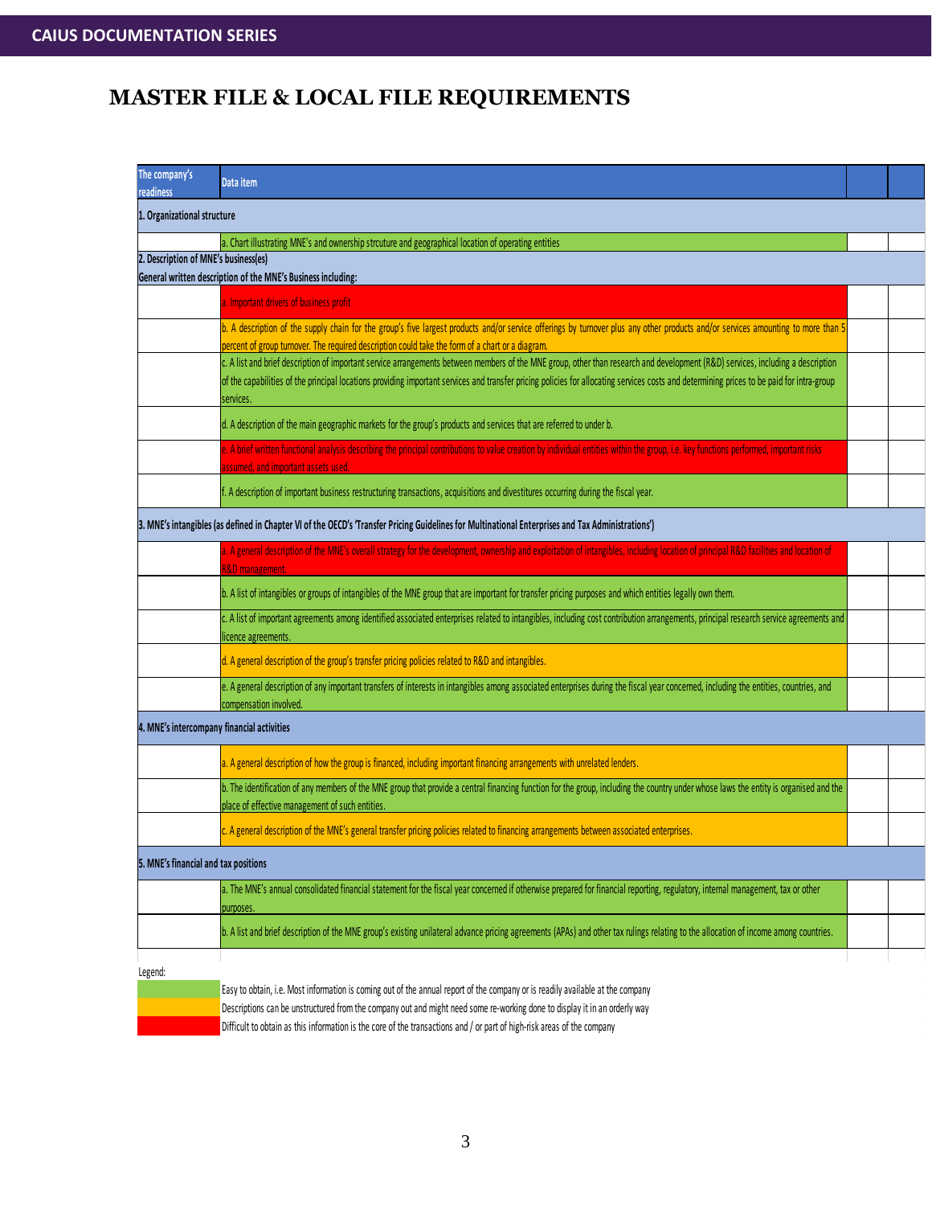# MASTER FILE & LOCAL FILE REQUIREMENTS

| The company's readiness | Data item | | |
|---|---|---|---|
| **1. Organizational structure** | | | |
| | a. Chart illustrating MNE's and ownership strcuture and geographical location of operating entities | | |
| **2. Description of MNE's business(es)** | | | |
| **General written description of the MNE's Business including:** | | | |
| | a. Important drivers of business profit | | |
| | b. A description of the supply chain for the group's five largest products and/or service offerings by turnover plus any other products and/or services amounting to more than 5 percent of group turnover. The required description could take the form of a chart or a diagram. | | |
| | c. A list and brief description of important service arrangements between members of the MNE group, other than research and development (R&D) services, including a description of the capabilities of the principal locations providing important services and transfer pricing policies for allocating services costs and determining prices to be paid for intra-group services. | | |
| | d. A description of the main geographic markets for the group's products and services that are referred to under b. | | |
| | e. A brief written functional analysis describing the principal contributions to value creation by individual entities within the group, i.e. key functions performed, important risks assumed, and important assets used. | | |
| | f. A description of important business restructuring transactions, acquisitions and divestitures occurring during the fiscal year. | | |
| **3. MNE's intangibles (as defined in Chapter VI of the OECD's 'Transfer Pricing Guidelines for Multinational Enterprises and Tax Administrations')** | | | |
| | a. A general description of the MNE's overall strategy for the development, ownership and exploitation of intangibles, including location of principal R&D facilities and location of R&D management. | | |
| | b. A list of intangibles or groups of intangibles of the MNE group that are important for transfer pricing purposes and which entities legally own them. | | |
| | c. A list of important agreements among identified associated enterprises related to intangibles, including cost contribution arrangements, principal research service agreements and licence agreements. | | |
| | d. A general description of the group's transfer pricing policies related to R&D and intangibles. | | |
| | e. A general description of any important transfers of interests in intangibles among associated enterprises during the fiscal year concerned, including the entities, countries, and compensation involved. | | |
| **4. MNE's intercompany financial activities** | | | |
| | a. A general description of how the group is financed, including important financing arrangements with unrelated lenders. | | |
| | b. The identification of any members of the MNE group that provide a central financing function for the group, including the country under whose laws the entity is organised and the place of effective management of such entities. | | |
| | c. A general description of the MNE's general transfer pricing policies related to financing arrangements between associated enterprises. | | |
| **5. MNE's financial and tax positions** | | | |
| | a. The MNE's annual consolidated financial statement for the fiscal year concerned if otherwise prepared for financial reporting, regulatory, internal management, tax or other purposes. | | |
| | b. A list and brief description of the MNE group's existing unilateral advance pricing agreements (APAs) and other tax rulings relating to the allocation of income among countries. | | |

Legend:

- (Green) Easy to obtain, i.e. Most information is coming out of the annual report of the company or is readily available at the company
- (Orange) Descriptions can be unstructured from the company out and might need some re-working done to display it in an orderly way
- (Red) Difficult to obtain as this information is the core of the transactions and / or part of high-risk areas of the company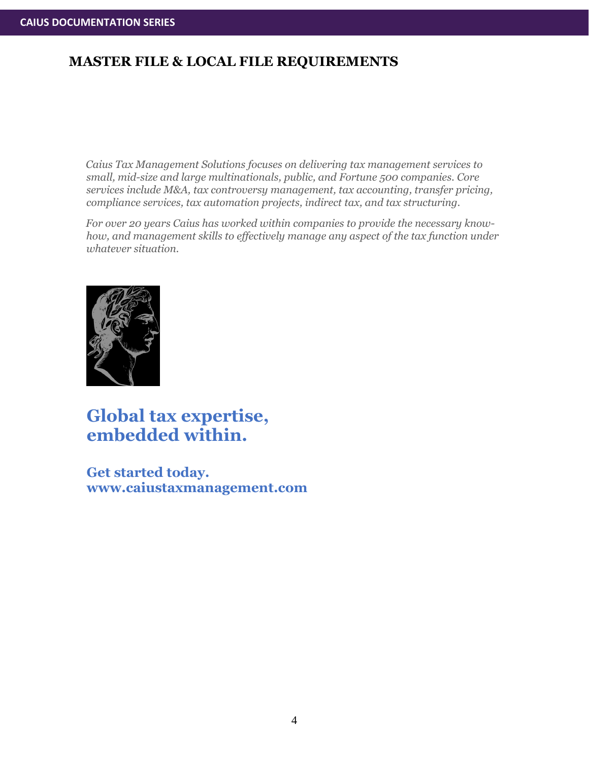# MASTER FILE & LOCAL FILE REQUIREMENTS

*Caius Tax Management Solutions focuses on delivering tax management services to small, mid-size and large multinationals, public, and Fortune 500 companies. Core services include M&A, tax controversy management, tax accounting, transfer pricing, compliance services, tax automation projects, indirect tax, and tax structuring.*

*For over 20 years Caius has worked within companies to provide the necessary know-how, and management skills to effectively manage any aspect of the tax function under whatever situation.*

## Global tax expertise, embedded within.

**Get started today.**
**www.caiustaxmanagement.com**